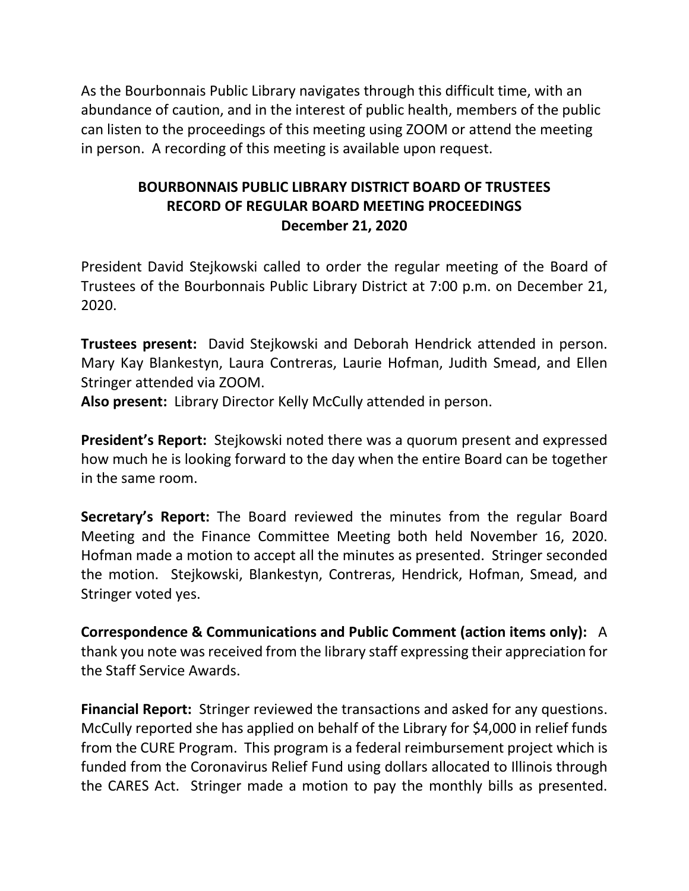As the Bourbonnais Public Library navigates through this difficult time, with an abundance of caution, and in the interest of public health, members of the public can listen to the proceedings of this meeting using ZOOM or attend the meeting in person. A recording of this meeting is available upon request.

# BOURBONNAIS PUBLIC LIBRARY DISTRICT BOARD OF TRUSTEES
## RECORD OF REGULAR BOARD MEETING PROCEEDINGS
### December 21, 2020

President David Stejkowski called to order the regular meeting of the Board of Trustees of the Bourbonnais Public Library District at 7:00 p.m. on December 21, 2020.

**Trustees present:** David Stejkowski and Deborah Hendrick attended in person. Mary Kay Blankestyn, Laura Contreras, Laurie Hofman, Judith Smead, and Ellen Stringer attended via ZOOM.
**Also present:** Library Director Kelly McCully attended in person.

**President's Report:** Stejkowski noted there was a quorum present and expressed how much he is looking forward to the day when the entire Board can be together in the same room.

**Secretary's Report:** The Board reviewed the minutes from the regular Board Meeting and the Finance Committee Meeting both held November 16, 2020. Hofman made a motion to accept all the minutes as presented. Stringer seconded the motion. Stejkowski, Blankestyn, Contreras, Hendrick, Hofman, Smead, and Stringer voted yes.

**Correspondence & Communications and Public Comment (action items only):** A thank you note was received from the library staff expressing their appreciation for the Staff Service Awards.

**Financial Report:** Stringer reviewed the transactions and asked for any questions. McCully reported she has applied on behalf of the Library for $4,000 in relief funds from the CURE Program. This program is a federal reimbursement project which is funded from the Coronavirus Relief Fund using dollars allocated to Illinois through the CARES Act. Stringer made a motion to pay the monthly bills as presented.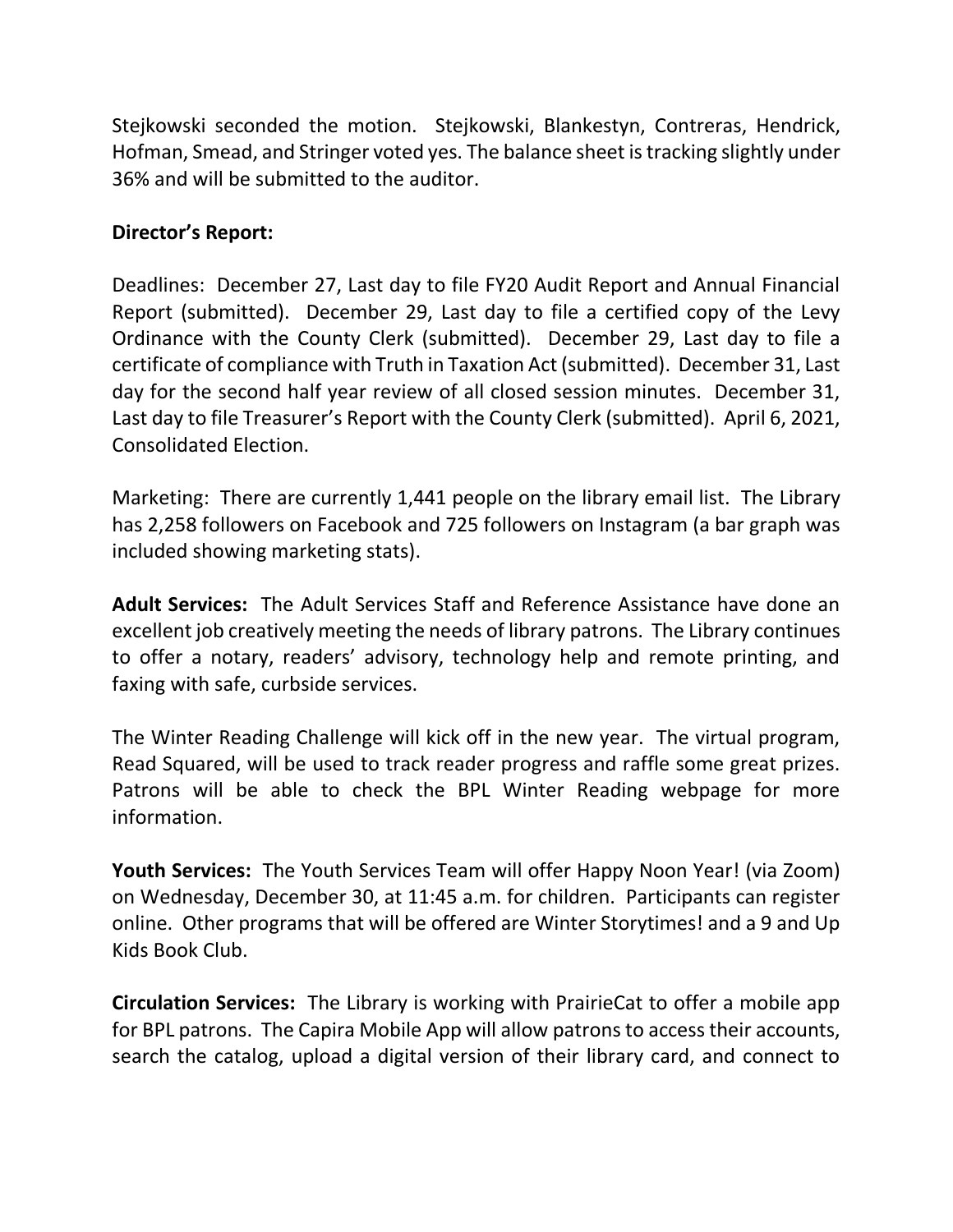Stejkowski seconded the motion. Stejkowski, Blankestyn, Contreras, Hendrick, Hofman, Smead, and Stringer voted yes. The balance sheet is tracking slightly under 36% and will be submitted to the auditor.

**Director's Report:**

Deadlines: December 27, Last day to file FY20 Audit Report and Annual Financial Report (submitted). December 29, Last day to file a certified copy of the Levy Ordinance with the County Clerk (submitted). December 29, Last day to file a certificate of compliance with Truth in Taxation Act (submitted). December 31, Last day for the second half year review of all closed session minutes. December 31, Last day to file Treasurer's Report with the County Clerk (submitted). April 6, 2021, Consolidated Election.

Marketing: There are currently 1,441 people on the library email list. The Library has 2,258 followers on Facebook and 725 followers on Instagram (a bar graph was included showing marketing stats).

**Adult Services:** The Adult Services Staff and Reference Assistance have done an excellent job creatively meeting the needs of library patrons. The Library continues to offer a notary, readers' advisory, technology help and remote printing, and faxing with safe, curbside services.

The Winter Reading Challenge will kick off in the new year. The virtual program, Read Squared, will be used to track reader progress and raffle some great prizes. Patrons will be able to check the BPL Winter Reading webpage for more information.

**Youth Services:** The Youth Services Team will offer Happy Noon Year! (via Zoom) on Wednesday, December 30, at 11:45 a.m. for children. Participants can register online. Other programs that will be offered are Winter Storytimes! and a 9 and Up Kids Book Club.

**Circulation Services:** The Library is working with PrairieCat to offer a mobile app for BPL patrons. The Capira Mobile App will allow patrons to access their accounts, search the catalog, upload a digital version of their library card, and connect to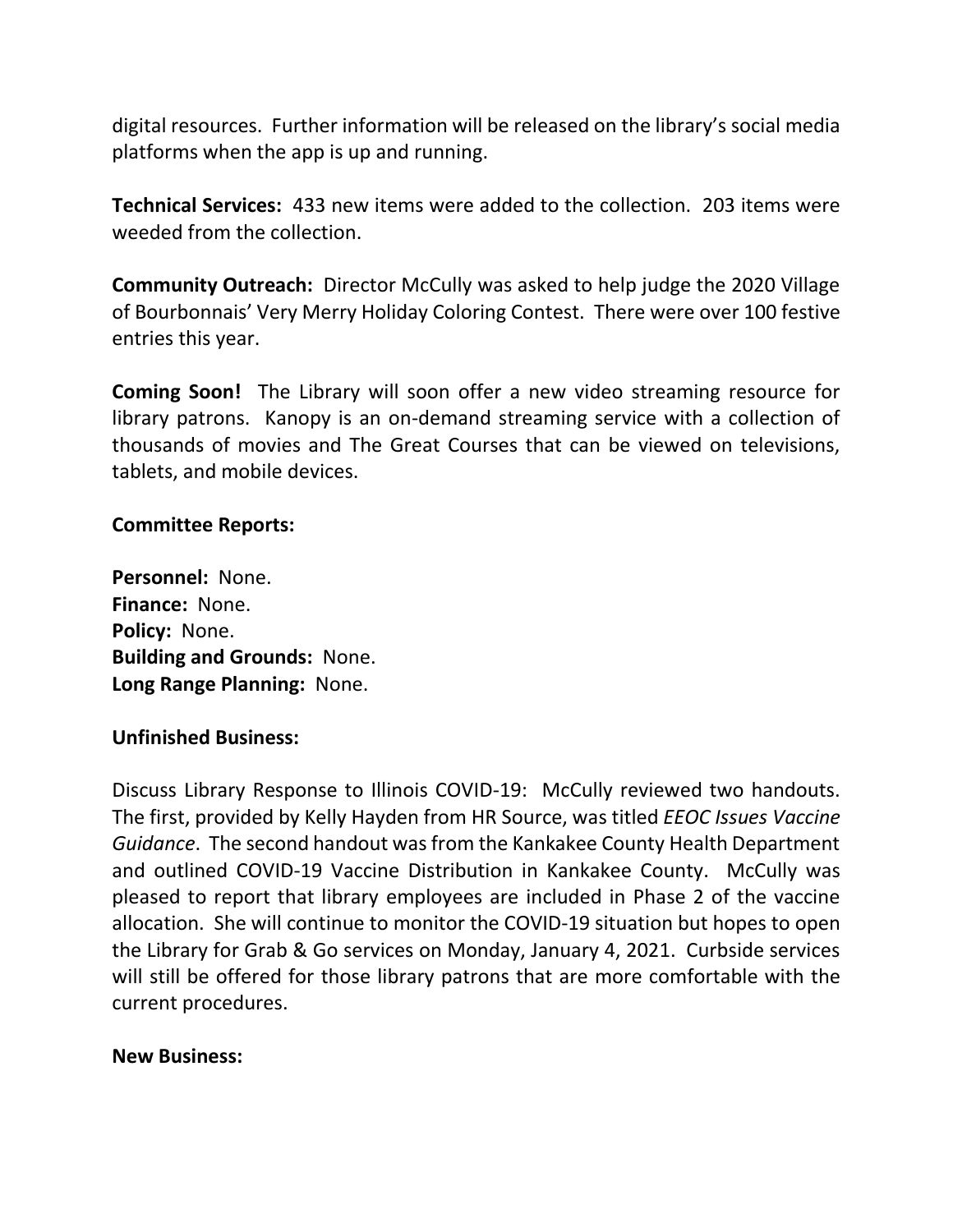digital resources. Further information will be released on the library's social media platforms when the app is up and running.

**Technical Services:** 433 new items were added to the collection. 203 items were weeded from the collection.

**Community Outreach:** Director McCully was asked to help judge the 2020 Village of Bourbonnais' Very Merry Holiday Coloring Contest. There were over 100 festive entries this year.

**Coming Soon!** The Library will soon offer a new video streaming resource for library patrons. Kanopy is an on-demand streaming service with a collection of thousands of movies and The Great Courses that can be viewed on televisions, tablets, and mobile devices.

**Committee Reports:**

**Personnel:** None.
**Finance:** None.
**Policy:** None.
**Building and Grounds:** None.
**Long Range Planning:** None.

**Unfinished Business:**

Discuss Library Response to Illinois COVID-19: McCully reviewed two handouts. The first, provided by Kelly Hayden from HR Source, was titled *EEOC Issues Vaccine Guidance*. The second handout was from the Kankakee County Health Department and outlined COVID-19 Vaccine Distribution in Kankakee County. McCully was pleased to report that library employees are included in Phase 2 of the vaccine allocation. She will continue to monitor the COVID-19 situation but hopes to open the Library for Grab & Go services on Monday, January 4, 2021. Curbside services will still be offered for those library patrons that are more comfortable with the current procedures.

**New Business:**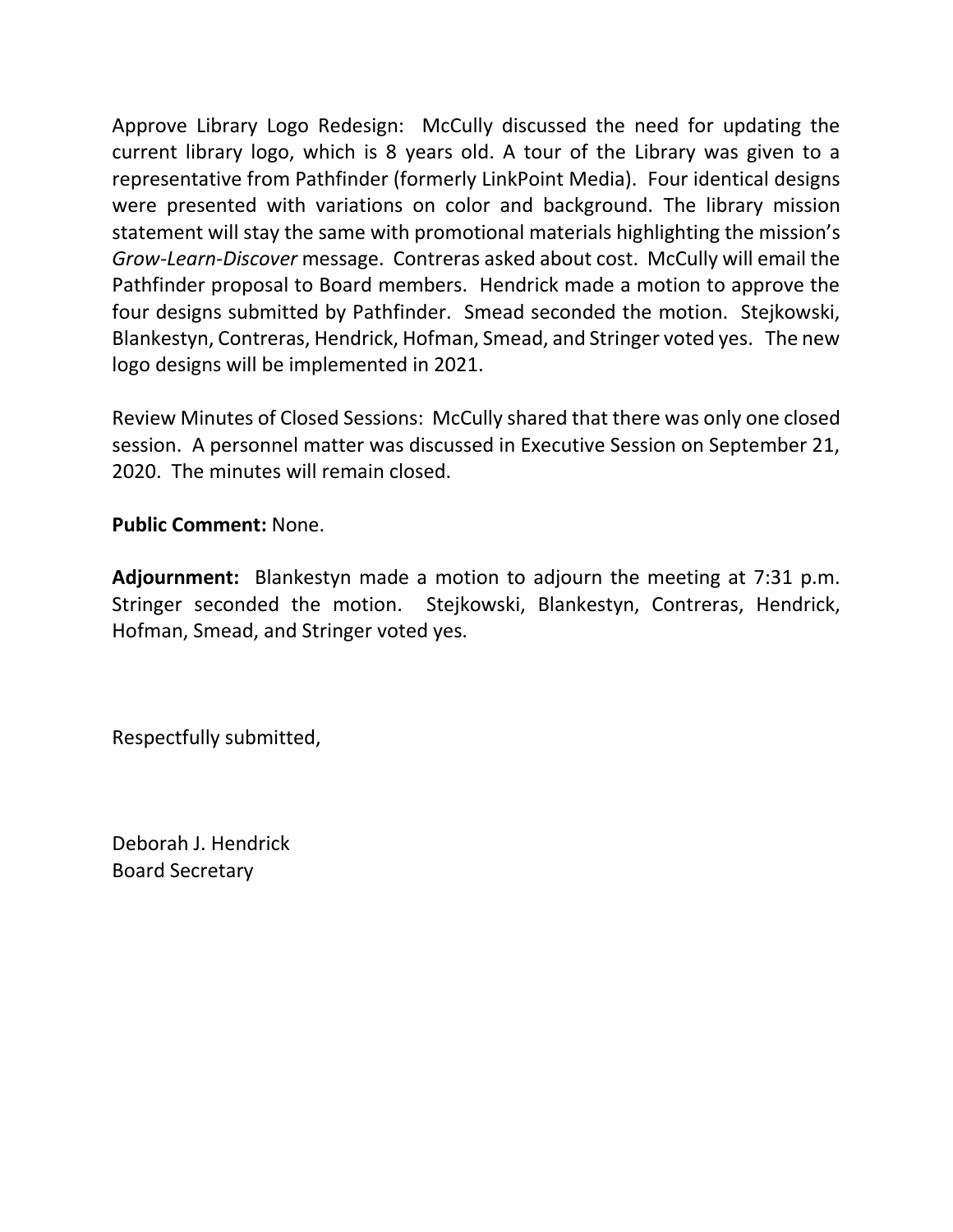Approve Library Logo Redesign: McCully discussed the need for updating the current library logo, which is 8 years old. A tour of the Library was given to a representative from Pathfinder (formerly LinkPoint Media). Four identical designs were presented with variations on color and background. The library mission statement will stay the same with promotional materials highlighting the mission's *Grow-Learn-Discover* message. Contreras asked about cost. McCully will email the Pathfinder proposal to Board members. Hendrick made a motion to approve the four designs submitted by Pathfinder. Smead seconded the motion. Stejkowski, Blankestyn, Contreras, Hendrick, Hofman, Smead, and Stringer voted yes. The new logo designs will be implemented in 2021.

Review Minutes of Closed Sessions: McCully shared that there was only one closed session. A personnel matter was discussed in Executive Session on September 21, 2020. The minutes will remain closed.

**Public Comment:** None.

**Adjournment:** Blankestyn made a motion to adjourn the meeting at 7:31 p.m. Stringer seconded the motion. Stejkowski, Blankestyn, Contreras, Hendrick, Hofman, Smead, and Stringer voted yes.

Respectfully submitted,

Deborah J. Hendrick
Board Secretary